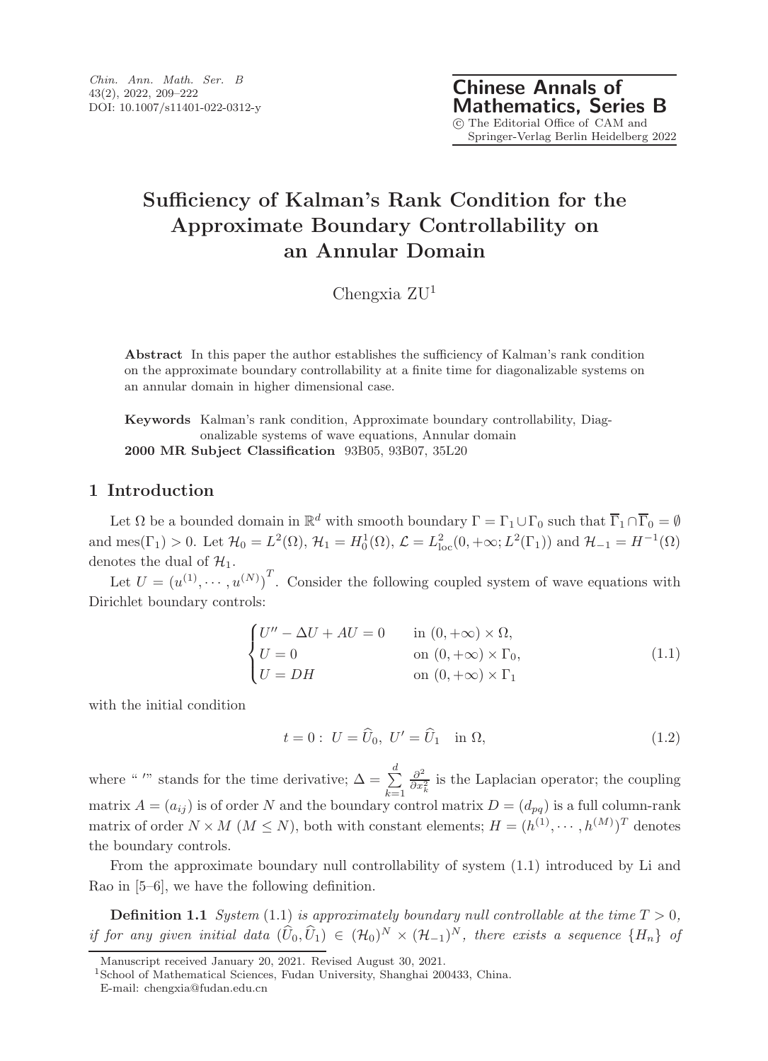# Sufficiency of Kalman's Rank Condition for the Approximate Boundary Controllability on an Annular Domain

Chengxia ZU[1]

**Abstract** In this paper the author establishes the sufficiency of Kalman's rank condition on the approximate boundary controllability at a finite time for diagonalizable systems on an annular domain in higher dimensional case.

**Keywords** Kalman's rank condition, Approximate boundary controllability, Diagonalizable systems of wave equations, Annular domain

**2000 MR Subject Classification** 93B05, 93B07, 35L20

## 1 Introduction

Let $\Omega$ be a bounded domain in $\mathbb{R}^d$ with smooth boundary $\Gamma = \Gamma_1 \cup \Gamma_0$ such that $\overline{\Gamma}_1 \cap \overline{\Gamma}_0 = \emptyset$ and $\text{mes}(\Gamma_1) > 0$. Let $\mathcal{H}_0 = L^2(\Omega)$, $\mathcal{H}_1 = H_0^1(\Omega)$, $\mathcal{L} = L^2_{\text{loc}}(0, +\infty; L^2(\Gamma_1))$ and $\mathcal{H}_{-1} = H^{-1}(\Omega)$ denotes the dual of $\mathcal{H}_1$.

Let $U = (u^{(1)}, \cdots, u^{(N)})^T$. Consider the following coupled system of wave equations with Dirichlet boundary controls:

$$\begin{cases} U'' - \Delta U + AU = 0 & \text{in } (0, +\infty) \times \Omega, \\ U = 0 & \text{on } (0, +\infty) \times \Gamma_0, \\ U = DH & \text{on } (0, +\infty) \times \Gamma_1 \end{cases} \tag{1.1}$$

with the initial condition

$$t = 0: \ U = \widehat{U}_0, \ U' = \widehat{U}_1 \quad \text{in } \Omega, \tag{1.2}$$

where " $'$" stands for the time derivative; $\Delta = \sum\limits_{k=1}^{d} \frac{\partial^2}{\partial x_k^2}$ is the Laplacian operator; the coupling matrix $A = (a_{ij})$ is of order $N$ and the boundary control matrix $D = (d_{pq})$ is a full column-rank matrix of order $N \times M$ ($M \leq N$), both with constant elements; $H = (h^{(1)}, \cdots, h^{(M)})^T$ denotes the boundary controls.

From the approximate boundary null controllability of system (1.1) introduced by Li and Rao in [5–6], we have the following definition.

**Definition 1.1** *System* (1.1) *is approximately boundary null controllable at the time $T > 0$, if for any given initial data $(\widehat{U}_0, \widehat{U}_1) \in (\mathcal{H}_0)^N \times (\mathcal{H}_{-1})^N$, there exists a sequence $\{H_n\}$ of*

Manuscript received January 20, 2021. Revised August 30, 2021.

[1]School of Mathematical Sciences, Fudan University, Shanghai 200433, China.
E-mail: chengxia@fudan.edu.cn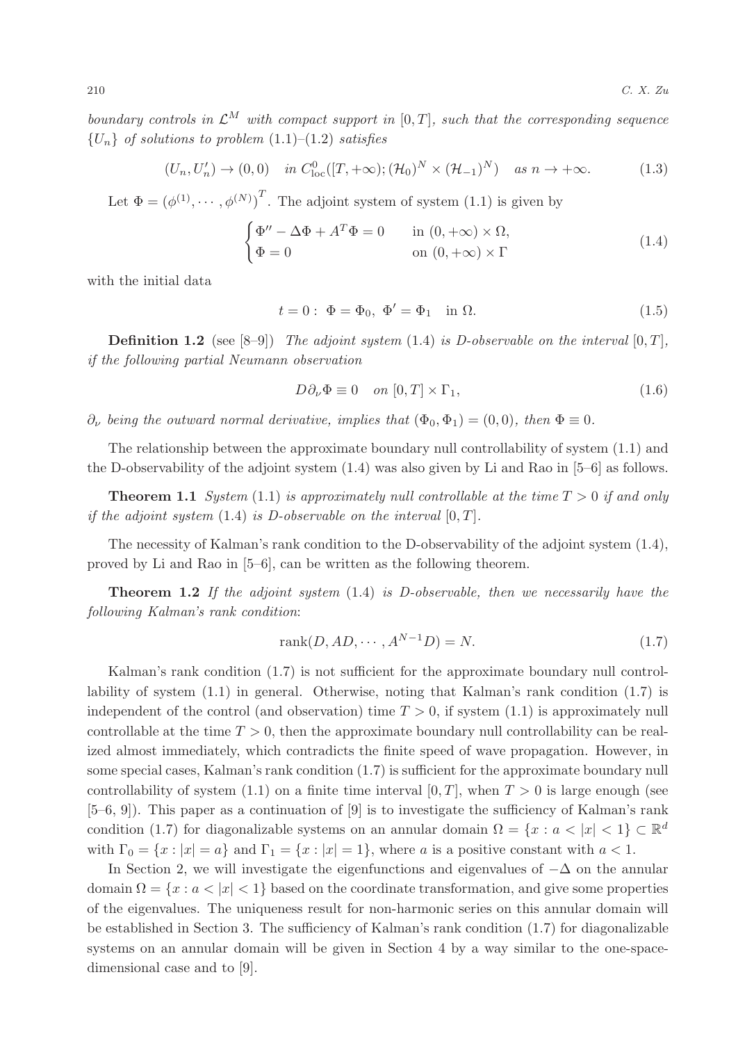*boundary controls in $\mathcal{L}^M$ with compact support in $[0, T]$, such that the corresponding sequence $\{U_n\}$ of solutions to problem* (1.1)–(1.2) *satisfies*

$$(U_n, U_n') \to (0, 0) \quad in\ C^0_{\rm loc}([T, +\infty); (\mathcal{H}_0)^N \times (\mathcal{H}_{-1})^N) \quad as\ n \to +\infty. \tag{1.3}$$

Let $\Phi = (\phi^{(1)}, \cdots, \phi^{(N)})^T$. The adjoint system of system (1.1) is given by

$$\begin{cases} \Phi'' - \Delta\Phi + A^T\Phi = 0 & \text{in } (0, +\infty) \times \Omega, \\ \Phi = 0 & \text{on } (0, +\infty) \times \Gamma \end{cases} \tag{1.4}$$

with the initial data

$$t = 0: \ \Phi = \Phi_0, \ \Phi' = \Phi_1 \quad \text{in } \Omega. \tag{1.5}$$

**Definition 1.2** (see [8–9]) *The adjoint system* (1.4) *is D-observable on the interval* $[0, T]$, *if the following partial Neumann observation*

$$D\partial_\nu \Phi \equiv 0 \quad on\ [0, T] \times \Gamma_1, \tag{1.6}$$

$\partial_\nu$ *being the outward normal derivative, implies that* $(\Phi_0, \Phi_1) = (0, 0)$*, then* $\Phi \equiv 0$.

The relationship between the approximate boundary null controllability of system (1.1) and the D-observability of the adjoint system (1.4) was also given by Li and Rao in [5–6] as follows.

**Theorem 1.1** *System* (1.1) *is approximately null controllable at the time* $T > 0$ *if and only if the adjoint system* (1.4) *is D-observable on the interval* $[0, T]$.

The necessity of Kalman's rank condition to the D-observability of the adjoint system (1.4), proved by Li and Rao in [5–6], can be written as the following theorem.

**Theorem 1.2** *If the adjoint system* (1.4) *is D-observable, then we necessarily have the following Kalman's rank condition*:

$$\text{rank}(D, AD, \cdots, A^{N-1}D) = N. \tag{1.7}$$

Kalman's rank condition (1.7) is not sufficient for the approximate boundary null controllability of system (1.1) in general. Otherwise, noting that Kalman's rank condition (1.7) is independent of the control (and observation) time $T > 0$, if system (1.1) is approximately null controllable at the time $T > 0$, then the approximate boundary null controllability can be realized almost immediately, which contradicts the finite speed of wave propagation. However, in some special cases, Kalman's rank condition (1.7) is sufficient for the approximate boundary null controllability of system (1.1) on a finite time interval $[0, T]$, when $T > 0$ is large enough (see [5–6, 9]). This paper as a continuation of [9] is to investigate the sufficiency of Kalman's rank condition (1.7) for diagonalizable systems on an annular domain $\Omega = \{x : a < |x| < 1\} \subset \mathbb{R}^d$ with $\Gamma_0 = \{x : |x| = a\}$ and $\Gamma_1 = \{x : |x| = 1\}$, where $a$ is a positive constant with $a < 1$.

In Section 2, we will investigate the eigenfunctions and eigenvalues of $-\Delta$ on the annular domain $\Omega = \{x : a < |x| < 1\}$ based on the coordinate transformation, and give some properties of the eigenvalues. The uniqueness result for non-harmonic series on this annular domain will be established in Section 3. The sufficiency of Kalman's rank condition (1.7) for diagonalizable systems on an annular domain will be given in Section 4 by a way similar to the one-space-dimensional case and to [9].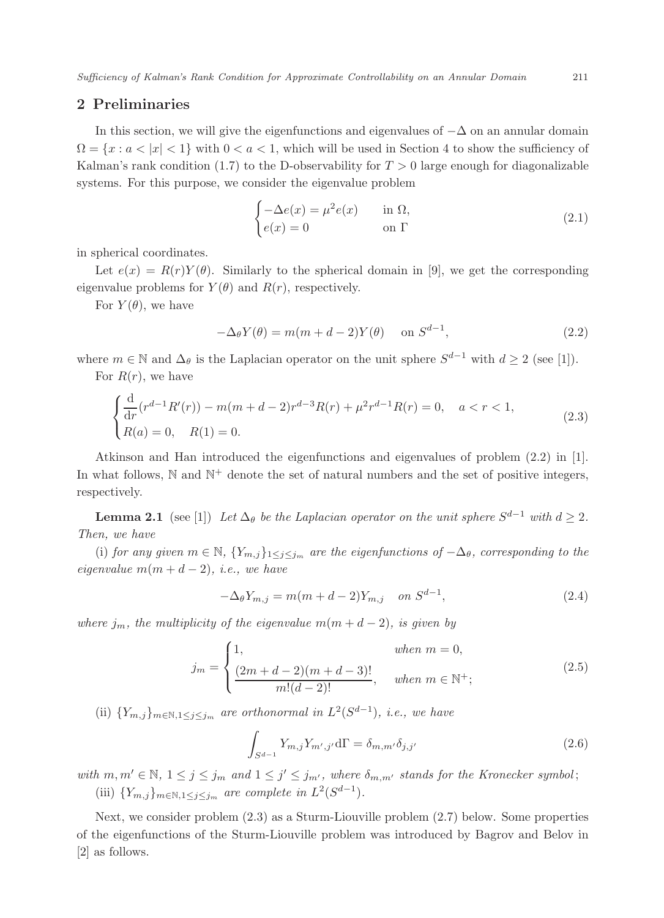## 2 Preliminaries

In this section, we will give the eigenfunctions and eigenvalues of $-\Delta$ on an annular domain $\Omega = \{x : a < |x| < 1\}$ with $0 < a < 1$, which will be used in Section 4 to show the sufficiency of Kalman's rank condition (1.7) to the D-observability for $T > 0$ large enough for diagonalizable systems. For this purpose, we consider the eigenvalue problem

$$\begin{cases} -\Delta e(x) = \mu^2 e(x) & \text{in } \Omega, \\ e(x) = 0 & \text{on } \Gamma \end{cases} \tag{2.1}$$

in spherical coordinates.

Let $e(x) = R(r)Y(\theta)$. Similarly to the spherical domain in [9], we get the corresponding eigenvalue problems for $Y(\theta)$ and $R(r)$, respectively.

For $Y(\theta)$, we have

$$-\Delta_\theta Y(\theta) = m(m + d - 2)Y(\theta) \quad \text{on } S^{d-1}, \tag{2.2}$$

where $m \in \mathbb{N}$ and $\Delta_\theta$ is the Laplacian operator on the unit sphere $S^{d-1}$ with $d \geq 2$ (see [1]).

For $R(r)$, we have

$$\begin{cases} \dfrac{\mathrm{d}}{\mathrm{d}r}(r^{d-1}R'(r)) - m(m + d - 2)r^{d-3}R(r) + \mu^2 r^{d-1}R(r) = 0, \quad a < r < 1, \\ R(a) = 0, \quad R(1) = 0. \end{cases} \tag{2.3}$$

Atkinson and Han introduced the eigenfunctions and eigenvalues of problem (2.2) in [1]. In what follows, $\mathbb{N}$ and $\mathbb{N}^+$ denote the set of natural numbers and the set of positive integers, respectively.

**Lemma 2.1** (see [1]) *Let $\Delta_\theta$ be the Laplacian operator on the unit sphere $S^{d-1}$ with $d \geq 2$. Then, we have*

(i) *for any given $m \in \mathbb{N}$, $\{Y_{m,j}\}_{1 \leq j \leq j_m}$ are the eigenfunctions of $-\Delta_\theta$, corresponding to the eigenvalue $m(m + d - 2)$, i.e., we have*

$$-\Delta_\theta Y_{m,j} = m(m + d - 2)Y_{m,j} \quad \text{on } S^{d-1}, \tag{2.4}$$

*where $j_m$, the multiplicity of the eigenvalue $m(m + d - 2)$, is given by*

$$j_m = \begin{cases} 1, & \text{when } m = 0, \\ \dfrac{(2m + d - 2)(m + d - 3)!}{m!(d - 2)!}, & \text{when } m \in \mathbb{N}^+; \end{cases} \tag{2.5}$$

(ii) *$\{Y_{m,j}\}_{m \in \mathbb{N}, 1 \leq j \leq j_m}$ are orthonormal in $L^2(S^{d-1})$, i.e., we have*

$$\int_{S^{d-1}} Y_{m,j} Y_{m',j'} \mathrm{d}\Gamma = \delta_{m,m'} \delta_{j,j'} \tag{2.6}$$

*with $m, m' \in \mathbb{N}$, $1 \leq j \leq j_m$ and $1 \leq j' \leq j_{m'}$, where $\delta_{m,m'}$ stands for the Kronecker symbol;*

(iii) *$\{Y_{m,j}\}_{m \in \mathbb{N}, 1 \leq j \leq j_m}$ are complete in $L^2(S^{d-1})$.*

Next, we consider problem (2.3) as a Sturm-Liouville problem (2.7) below. Some properties of the eigenfunctions of the Sturm-Liouville problem was introduced by Bagrov and Belov in [2] as follows.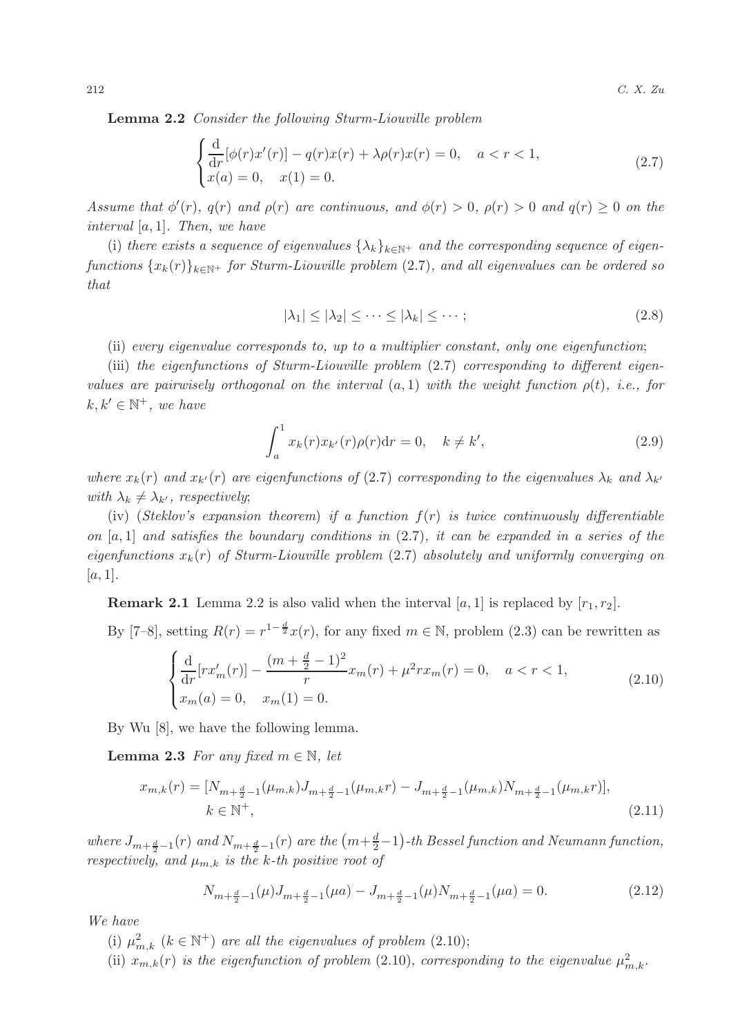**Lemma 2.2** *Consider the following Sturm-Liouville problem*

$$
\begin{cases}
\dfrac{\mathrm{d}}{\mathrm{d}r}[\phi(r)x'(r)] - q(r)x(r) + \lambda\rho(r)x(r) = 0, \quad a < r < 1, \\
x(a) = 0, \quad x(1) = 0.
\end{cases}
\tag{2.7}
$$

*Assume that $\phi'(r)$, $q(r)$ and $\rho(r)$ are continuous, and $\phi(r) > 0$, $\rho(r) > 0$ and $q(r) \geq 0$ on the interval $[a, 1]$. Then, we have*

(i) *there exists a sequence of eigenvalues $\{\lambda_k\}_{k\in\mathbb{N}^+}$ and the corresponding sequence of eigenfunctions $\{x_k(r)\}_{k\in\mathbb{N}^+}$ for Sturm-Liouville problem* (2.7)*, and all eigenvalues can be ordered so that*

$$
|\lambda_1| \leq |\lambda_2| \leq \cdots \leq |\lambda_k| \leq \cdots ;
\tag{2.8}
$$

(ii) *every eigenvalue corresponds to, up to a multiplier constant, only one eigenfunction*;

(iii) *the eigenfunctions of Sturm-Liouville problem* (2.7) *corresponding to different eigenvalues are pairwisely orthogonal on the interval $(a, 1)$ with the weight function $\rho(t)$, i.e., for $k, k' \in \mathbb{N}^+$, we have*

$$
\int_a^1 x_k(r)x_{k'}(r)\rho(r)\mathrm{d}r = 0, \quad k \neq k',
\tag{2.9}
$$

*where $x_k(r)$ and $x_{k'}(r)$ are eigenfunctions of* (2.7) *corresponding to the eigenvalues $\lambda_k$ and $\lambda_{k'}$ with $\lambda_k \neq \lambda_{k'}$, respectively*;

(iv) (*Steklov's expansion theorem*) *if a function $f(r)$ is twice continuously differentiable on $[a, 1]$ and satisfies the boundary conditions in* (2.7)*, it can be expanded in a series of the eigenfunctions $x_k(r)$ of Sturm-Liouville problem* (2.7) *absolutely and uniformly converging on $[a, 1]$.*

**Remark 2.1** Lemma 2.2 is also valid when the interval $[a, 1]$ is replaced by $[r_1, r_2]$.

By [7–8], setting $R(r) = r^{1-\frac{d}{2}}x(r)$, for any fixed $m \in \mathbb{N}$, problem (2.3) can be rewritten as

$$
\begin{cases}
\dfrac{\mathrm{d}}{\mathrm{d}r}[rx_m'(r)] - \dfrac{(m+\frac{d}{2}-1)^2}{r}x_m(r) + \mu^2 r x_m(r) = 0, \quad a < r < 1, \\
x_m(a) = 0, \quad x_m(1) = 0.
\end{cases}
\tag{2.10}
$$

By Wu [8], we have the following lemma.

**Lemma 2.3** *For any fixed $m \in \mathbb{N}$, let*

$$
\begin{aligned}
x_{m,k}(r) = {} & [N_{m+\frac{d}{2}-1}(\mu_{m,k})J_{m+\frac{d}{2}-1}(\mu_{m,k}r) - J_{m+\frac{d}{2}-1}(\mu_{m,k})N_{m+\frac{d}{2}-1}(\mu_{m,k}r)], \\
& k \in \mathbb{N}^+,
\end{aligned}
\tag{2.11}
$$

*where $J_{m+\frac{d}{2}-1}(r)$ and $N_{m+\frac{d}{2}-1}(r)$ are the $\big(m+\frac{d}{2}-1\big)$-th Bessel function and Neumann function, respectively, and $\mu_{m,k}$ is the $k$-th positive root of*

$$
N_{m+\frac{d}{2}-1}(\mu)J_{m+\frac{d}{2}-1}(\mu a) - J_{m+\frac{d}{2}-1}(\mu)N_{m+\frac{d}{2}-1}(\mu a) = 0.
\tag{2.12}
$$

*We have*

(i) *$\mu_{m,k}^2$ ($k \in \mathbb{N}^+$) are all the eigenvalues of problem* (2.10);

(ii) *$x_{m,k}(r)$ is the eigenfunction of problem* (2.10)*, corresponding to the eigenvalue $\mu_{m,k}^2$.*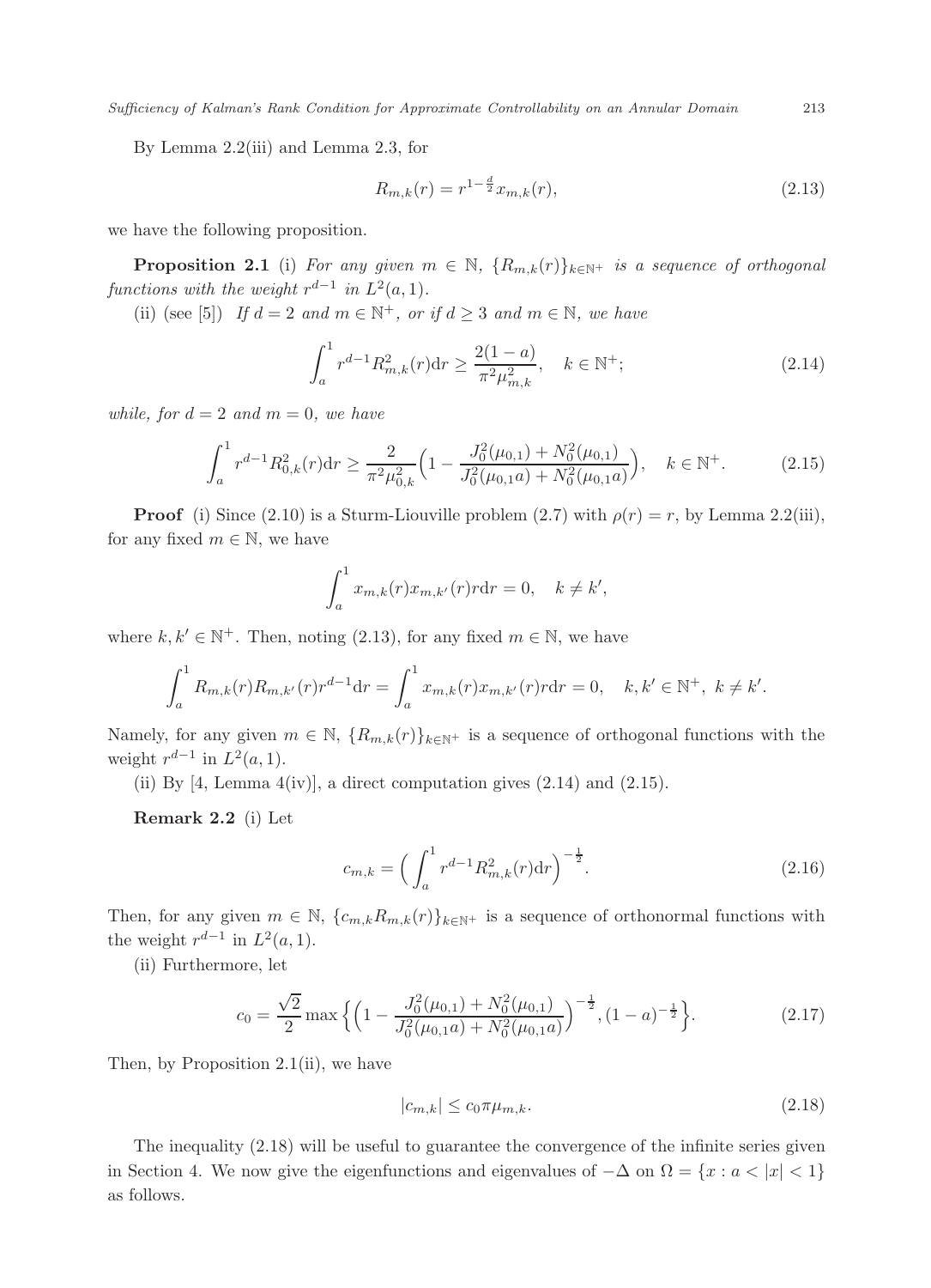By Lemma 2.2(iii) and Lemma 2.3, for

$$R_{m,k}(r) = r^{1-\frac{d}{2}} x_{m,k}(r), \tag{2.13}$$

we have the following proposition.

**Proposition 2.1** (i) *For any given $m \in \mathbb{N}$, $\{R_{m,k}(r)\}_{k\in\mathbb{N}^+}$ is a sequence of orthogonal functions with the weight $r^{d-1}$ in $L^2(a,1)$.*

(ii) (see [5]) *If $d = 2$ and $m \in \mathbb{N}^+$, or if $d \geq 3$ and $m \in \mathbb{N}$, we have*

$$\int_a^1 r^{d-1} R_{m,k}^2(r)\mathrm{d}r \geq \frac{2(1-a)}{\pi^2 \mu_{m,k}^2}, \quad k \in \mathbb{N}^+; \tag{2.14}$$

*while, for $d = 2$ and $m = 0$, we have*

$$\int_a^1 r^{d-1} R_{0,k}^2(r)\mathrm{d}r \geq \frac{2}{\pi^2 \mu_{0,k}^2}\Big(1 - \frac{J_0^2(\mu_{0,1}) + N_0^2(\mu_{0,1})}{J_0^2(\mu_{0,1}a) + N_0^2(\mu_{0,1}a)}\Big), \quad k \in \mathbb{N}^+. \tag{2.15}$$

**Proof** (i) Since (2.10) is a Sturm-Liouville problem (2.7) with $\rho(r) = r$, by Lemma 2.2(iii), for any fixed $m \in \mathbb{N}$, we have

$$\int_a^1 x_{m,k}(r) x_{m,k'}(r) r\mathrm{d}r = 0, \quad k \neq k',$$

where $k, k' \in \mathbb{N}^+$. Then, noting (2.13), for any fixed $m \in \mathbb{N}$, we have

$$\int_a^1 R_{m,k}(r) R_{m,k'}(r) r^{d-1}\mathrm{d}r = \int_a^1 x_{m,k}(r) x_{m,k'}(r) r\mathrm{d}r = 0, \quad k, k' \in \mathbb{N}^+,\ k \neq k'.$$

Namely, for any given $m \in \mathbb{N}$, $\{R_{m,k}(r)\}_{k\in\mathbb{N}^+}$ is a sequence of orthogonal functions with the weight $r^{d-1}$ in $L^2(a,1)$.

(ii) By [4, Lemma 4(iv)], a direct computation gives (2.14) and (2.15).

**Remark 2.2** (i) Let

$$c_{m,k} = \Big(\int_a^1 r^{d-1} R_{m,k}^2(r)\mathrm{d}r\Big)^{-\frac{1}{2}}. \tag{2.16}$$

Then, for any given $m \in \mathbb{N}$, $\{c_{m,k} R_{m,k}(r)\}_{k\in\mathbb{N}^+}$ is a sequence of orthonormal functions with the weight $r^{d-1}$ in $L^2(a,1)$.

(ii) Furthermore, let

$$c_0 = \frac{\sqrt{2}}{2} \max\Big\{\Big(1 - \frac{J_0^2(\mu_{0,1}) + N_0^2(\mu_{0,1})}{J_0^2(\mu_{0,1}a) + N_0^2(\mu_{0,1}a)}\Big)^{-\frac{1}{2}}, (1-a)^{-\frac{1}{2}}\Big\}. \tag{2.17}$$

Then, by Proposition 2.1(ii), we have

$$|c_{m,k}| \leq c_0 \pi \mu_{m,k}. \tag{2.18}$$

The inequality (2.18) will be useful to guarantee the convergence of the infinite series given in Section 4. We now give the eigenfunctions and eigenvalues of $-\Delta$ on $\Omega = \{x : a < |x| < 1\}$ as follows.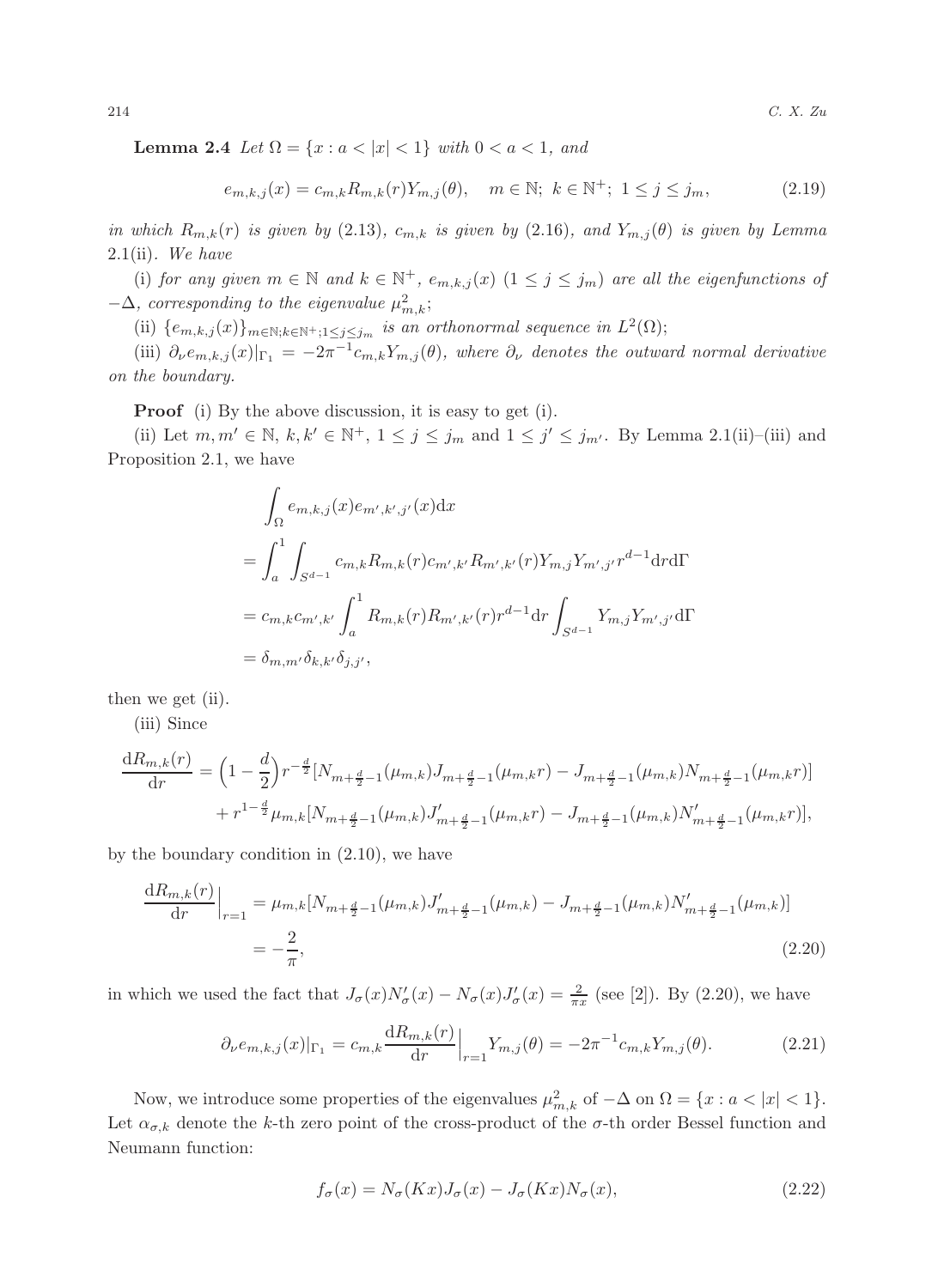**Lemma 2.4** *Let $\Omega = \{x : a < |x| < 1\}$ with $0 < a < 1$, and*

$$e_{m,k,j}(x) = c_{m,k}R_{m,k}(r)Y_{m,j}(\theta), \quad m \in \mathbb{N};\ k \in \mathbb{N}^+;\ 1 \le j \le j_m, \tag{2.19}$$

*in which $R_{m,k}(r)$ is given by (2.13), $c_{m,k}$ is given by (2.16), and $Y_{m,j}(\theta)$ is given by Lemma 2.1(ii). We have*

(i) *for any given $m \in \mathbb{N}$ and $k \in \mathbb{N}^+$, $e_{m,k,j}(x)$ $(1 \le j \le j_m)$ are all the eigenfunctions of $-\Delta$, corresponding to the eigenvalue $\mu_{m,k}^2$;*

(ii) *$\{e_{m,k,j}(x)\}_{m\in\mathbb{N};k\in\mathbb{N}^+;1\le j\le j_m}$ is an orthonormal sequence in $L^2(\Omega)$;*

(iii) *$\partial_\nu e_{m,k,j}(x)|_{\Gamma_1} = -2\pi^{-1}c_{m,k}Y_{m,j}(\theta)$, where $\partial_\nu$ denotes the outward normal derivative on the boundary.*

**Proof** (i) By the above discussion, it is easy to get (i).

(ii) Let $m, m' \in \mathbb{N}$, $k, k' \in \mathbb{N}^+$, $1 \le j \le j_m$ and $1 \le j' \le j_{m'}$. By Lemma 2.1(ii)–(iii) and Proposition 2.1, we have

$$\begin{aligned}
&\int_\Omega e_{m,k,j}(x)e_{m',k',j'}(x)\mathrm{d}x \\
&= \int_a^1 \int_{S^{d-1}} c_{m,k}R_{m,k}(r)c_{m',k'}R_{m',k'}(r)Y_{m,j}Y_{m',j'}r^{d-1}\mathrm{d}r\mathrm{d}\Gamma \\
&= c_{m,k}c_{m',k'}\int_a^1 R_{m,k}(r)R_{m',k'}(r)r^{d-1}\mathrm{d}r\int_{S^{d-1}} Y_{m,j}Y_{m',j'}\mathrm{d}\Gamma \\
&= \delta_{m,m'}\delta_{k,k'}\delta_{j,j'},
\end{aligned}$$

then we get (ii).

(iii) Since

$$\begin{aligned}
\frac{\mathrm{d}R_{m,k}(r)}{\mathrm{d}r} &= \Big(1 - \frac{d}{2}\Big)r^{-\frac{d}{2}}[N_{m+\frac{d}{2}-1}(\mu_{m,k})J_{m+\frac{d}{2}-1}(\mu_{m,k}r) - J_{m+\frac{d}{2}-1}(\mu_{m,k})N_{m+\frac{d}{2}-1}(\mu_{m,k}r)] \\
&\quad + r^{1-\frac{d}{2}}\mu_{m,k}[N_{m+\frac{d}{2}-1}(\mu_{m,k})J'_{m+\frac{d}{2}-1}(\mu_{m,k}r) - J_{m+\frac{d}{2}-1}(\mu_{m,k})N'_{m+\frac{d}{2}-1}(\mu_{m,k}r)],
\end{aligned}$$

by the boundary condition in (2.10), we have

$$\begin{aligned}
\frac{\mathrm{d}R_{m,k}(r)}{\mathrm{d}r}\Big|_{r=1} &= \mu_{m,k}[N_{m+\frac{d}{2}-1}(\mu_{m,k})J'_{m+\frac{d}{2}-1}(\mu_{m,k}) - J_{m+\frac{d}{2}-1}(\mu_{m,k})N'_{m+\frac{d}{2}-1}(\mu_{m,k})] \\
&= -\frac{2}{\pi},
\end{aligned} \tag{2.20}$$

in which we used the fact that $J_\sigma(x)N'_\sigma(x) - N_\sigma(x)J'_\sigma(x) = \frac{2}{\pi x}$ (see [2]). By (2.20), we have

$$\partial_\nu e_{m,k,j}(x)|_{\Gamma_1} = c_{m,k}\frac{\mathrm{d}R_{m,k}(r)}{\mathrm{d}r}\Big|_{r=1}Y_{m,j}(\theta) = -2\pi^{-1}c_{m,k}Y_{m,j}(\theta). \tag{2.21}$$

Now, we introduce some properties of the eigenvalues $\mu_{m,k}^2$ of $-\Delta$ on $\Omega = \{x : a < |x| < 1\}$. Let $\alpha_{\sigma,k}$ denote the $k$-th zero point of the cross-product of the $\sigma$-th order Bessel function and Neumann function:

$$f_\sigma(x) = N_\sigma(Kx)J_\sigma(x) - J_\sigma(Kx)N_\sigma(x), \tag{2.22}$$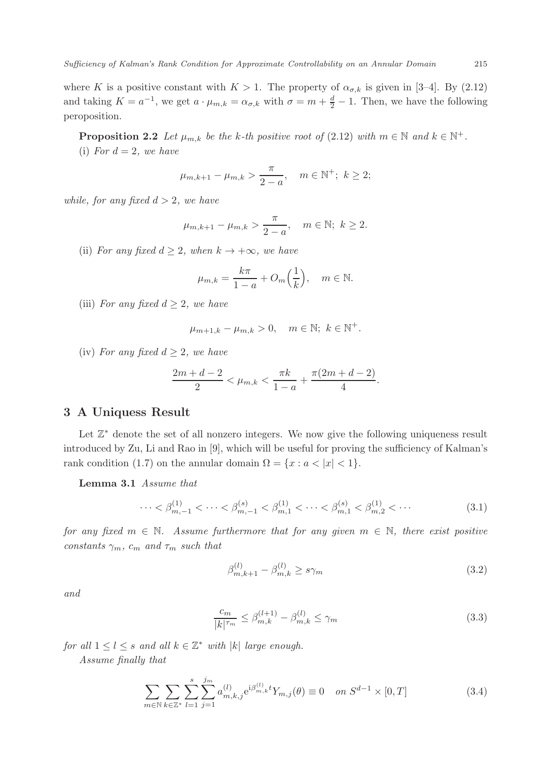where $K$ is a positive constant with $K > 1$. The property of $\alpha_{\sigma,k}$ is given in [3–4]. By (2.12) and taking $K = a^{-1}$, we get $a \cdot \mu_{m,k} = \alpha_{\sigma,k}$ with $\sigma = m + \frac{d}{2} - 1$. Then, we have the following peroposition.

**Proposition 2.2** *Let $\mu_{m,k}$ be the $k$-th positive root of (2.12) with $m \in \mathbb{N}$ and $k \in \mathbb{N}^+$.*

(i) *For $d = 2$, we have*

$$\mu_{m,k+1} - \mu_{m,k} > \frac{\pi}{2-a}, \quad m \in \mathbb{N}^+;\ k \geq 2;$$

*while, for any fixed $d > 2$, we have*

$$\mu_{m,k+1} - \mu_{m,k} > \frac{\pi}{2-a}, \quad m \in \mathbb{N};\ k \geq 2.$$

(ii) *For any fixed $d \geq 2$, when $k \to +\infty$, we have*

$$\mu_{m,k} = \frac{k\pi}{1-a} + O_m\Big(\frac{1}{k}\Big), \quad m \in \mathbb{N}.$$

(iii) *For any fixed $d \geq 2$, we have*

$$\mu_{m+1,k} - \mu_{m,k} > 0, \quad m \in \mathbb{N};\ k \in \mathbb{N}^+.$$

(iv) *For any fixed $d \geq 2$, we have*

$$\frac{2m+d-2}{2} < \mu_{m,k} < \frac{\pi k}{1-a} + \frac{\pi(2m+d-2)}{4}.$$

## 3 A Uniquess Result

Let $\mathbb{Z}^*$ denote the set of all nonzero integers. We now give the following uniqueness result introduced by Zu, Li and Rao in [9], which will be useful for proving the sufficiency of Kalman's rank condition (1.7) on the annular domain $\Omega = \{x : a < |x| < 1\}$.

**Lemma 3.1** *Assume that*

$$\cdots < \beta_{m,-1}^{(1)} < \cdots < \beta_{m,-1}^{(s)} < \beta_{m,1}^{(1)} < \cdots < \beta_{m,1}^{(s)} < \beta_{m,2}^{(1)} < \cdots \tag{3.1}$$

*for any fixed $m \in \mathbb{N}$. Assume furthermore that for any given $m \in \mathbb{N}$, there exist positive constants $\gamma_m$, $c_m$ and $\tau_m$ such that*

$$\beta_{m,k+1}^{(l)} - \beta_{m,k}^{(l)} \geq s\gamma_m \tag{3.2}$$

*and*

$$\frac{c_m}{|k|^{\tau_m}} \leq \beta_{m,k}^{(l+1)} - \beta_{m,k}^{(l)} \leq \gamma_m \tag{3.3}$$

*for all $1 \leq l \leq s$ and all $k \in \mathbb{Z}^*$ with $|k|$ large enough.*

*Assume finally that*

$$\sum_{m\in\mathbb{N}} \sum_{k\in\mathbb{Z}^*} \sum_{l=1}^{s} \sum_{j=1}^{j_m} a_{m,k,j}^{(l)} \mathrm{e}^{\mathrm{i}\beta_{m,k}^{(l)} t} Y_{m,j}(\theta) \equiv 0 \quad \textit{on } S^{d-1} \times [0,T] \tag{3.4}$$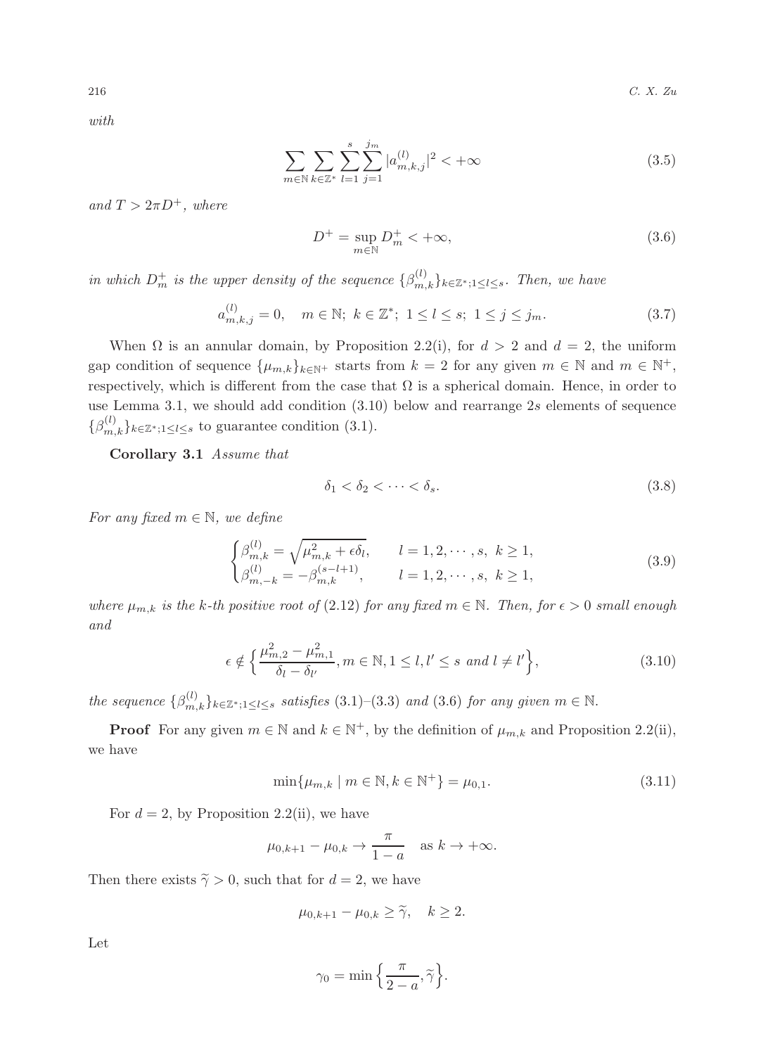*with*

$$\sum_{m\in\mathbb{N}}\sum_{k\in\mathbb{Z}^*}\sum_{l=1}^{s}\sum_{j=1}^{j_m}|a_{m,k,j}^{(l)}|^2<+\infty \tag{3.5}$$

*and* $T>2\pi D^+$*, where*

$$D^+=\sup_{m\in\mathbb{N}}D_m^+<+\infty, \tag{3.6}$$

*in which* $D_m^+$ *is the upper density of the sequence* $\{\beta_{m,k}^{(l)}\}_{k\in\mathbb{Z}^*;1\le l\le s}$*. Then, we have*

$$a_{m,k,j}^{(l)}=0,\quad m\in\mathbb{N};\ k\in\mathbb{Z}^*;\ 1\le l\le s;\ 1\le j\le j_m. \tag{3.7}$$

When $\Omega$ is an annular domain, by Proposition 2.2(i), for $d>2$ and $d=2$, the uniform gap condition of sequence $\{\mu_{m,k}\}_{k\in\mathbb{N}^+}$ starts from $k=2$ for any given $m\in\mathbb{N}$ and $m\in\mathbb{N}^+$, respectively, which is different from the case that $\Omega$ is a spherical domain. Hence, in order to use Lemma 3.1, we should add condition (3.10) below and rearrange $2s$ elements of sequence $\{\beta_{m,k}^{(l)}\}_{k\in\mathbb{Z}^*;1\le l\le s}$ to guarantee condition (3.1).

**Corollary 3.1** *Assume that*

$$\delta_1<\delta_2<\cdots<\delta_s. \tag{3.8}$$

*For any fixed* $m\in\mathbb{N}$*, we define*

$$\begin{cases}\beta_{m,k}^{(l)}=\sqrt{\mu_{m,k}^2+\epsilon\delta_l}, & l=1,2,\cdots,s,\ k\ge 1,\\ \beta_{m,-k}^{(l)}=-\beta_{m,k}^{(s-l+1)}, & l=1,2,\cdots,s,\ k\ge 1,\end{cases} \tag{3.9}$$

*where* $\mu_{m,k}$ *is the k-th positive root of* (2.12) *for any fixed* $m\in\mathbb{N}$*. Then, for* $\epsilon>0$ *small enough and*

$$\epsilon\notin\Big\{\frac{\mu_{m,2}^2-\mu_{m,1}^2}{\delta_l-\delta_{l'}},m\in\mathbb{N},1\le l,l'\le s\text{ and }l\ne l'\Big\}, \tag{3.10}$$

*the sequence* $\{\beta_{m,k}^{(l)}\}_{k\in\mathbb{Z}^*;1\le l\le s}$ *satisfies* (3.1)–(3.3) *and* (3.6) *for any given* $m\in\mathbb{N}$*.*

**Proof** For any given $m\in\mathbb{N}$ and $k\in\mathbb{N}^+$, by the definition of $\mu_{m,k}$ and Proposition 2.2(ii), we have

$$\min\{\mu_{m,k}\mid m\in\mathbb{N},k\in\mathbb{N}^+\}=\mu_{0,1}. \tag{3.11}$$

For $d=2$, by Proposition 2.2(ii), we have

$$\mu_{0,k+1}-\mu_{0,k}\to\frac{\pi}{1-a}\quad\text{as }k\to+\infty.$$

Then there exists $\widetilde{\gamma}>0$, such that for $d=2$, we have

$$\mu_{0,k+1}-\mu_{0,k}\ge\widetilde{\gamma},\quad k\ge 2.$$

Let

$$\gamma_0=\min\Big\{\frac{\pi}{2-a},\widetilde{\gamma}\Big\}.$$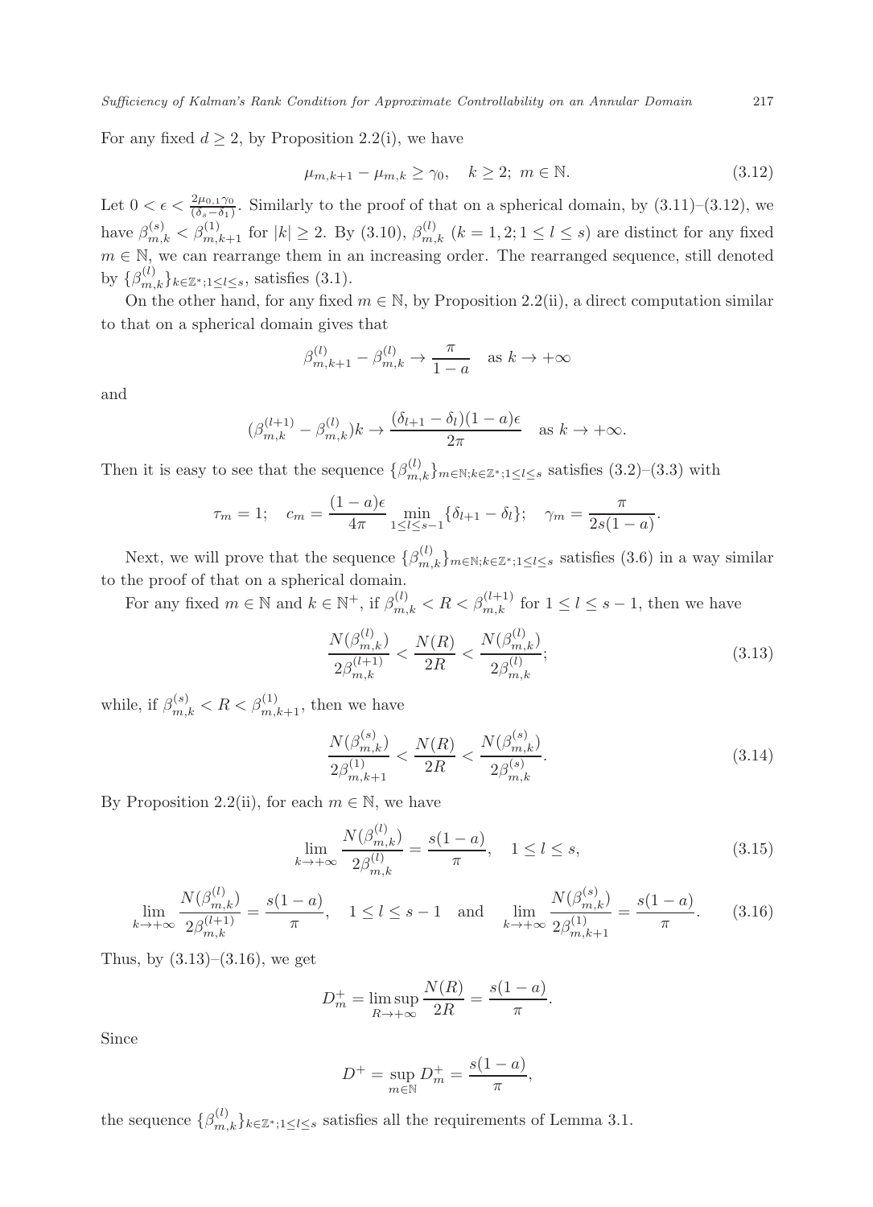For any fixed $d \geq 2$, by Proposition 2.2(i), we have

$$\mu_{m,k+1} - \mu_{m,k} \geq \gamma_0, \quad k \geq 2;\ m \in \mathbb{N}. \tag{3.12}$$

Let $0 < \epsilon < \frac{2\mu_{0,1}\gamma_0}{(\delta_s - \delta_1)}$. Similarly to the proof of that on a spherical domain, by (3.11)–(3.12), we have $\beta_{m,k}^{(s)} < \beta_{m,k+1}^{(1)}$ for $|k| \geq 2$. By (3.10), $\beta_{m,k}^{(l)}$ $(k = 1, 2; 1 \leq l \leq s)$ are distinct for any fixed $m \in \mathbb{N}$, we can rearrange them in an increasing order. The rearranged sequence, still denoted by $\{\beta_{m,k}^{(l)}\}_{k \in \mathbb{Z}^*; 1 \leq l \leq s}$, satisfies (3.1).

On the other hand, for any fixed $m \in \mathbb{N}$, by Proposition 2.2(ii), a direct computation similar to that on a spherical domain gives that

$$\beta_{m,k+1}^{(l)} - \beta_{m,k}^{(l)} \to \frac{\pi}{1-a} \quad \text{as } k \to +\infty$$

and

$$(\beta_{m,k}^{(l+1)} - \beta_{m,k}^{(l)})k \to \frac{(\delta_{l+1} - \delta_l)(1-a)\epsilon}{2\pi} \quad \text{as } k \to +\infty.$$

Then it is easy to see that the sequence $\{\beta_{m,k}^{(l)}\}_{m \in \mathbb{N}; k \in \mathbb{Z}^*; 1 \leq l \leq s}$ satisfies (3.2)–(3.3) with

$$\tau_m = 1; \quad c_m = \frac{(1-a)\epsilon}{4\pi} \min_{1 \leq l \leq s-1} \{\delta_{l+1} - \delta_l\}; \quad \gamma_m = \frac{\pi}{2s(1-a)}.$$

Next, we will prove that the sequence $\{\beta_{m,k}^{(l)}\}_{m \in \mathbb{N}; k \in \mathbb{Z}^*; 1 \leq l \leq s}$ satisfies (3.6) in a way similar to the proof of that on a spherical domain.

For any fixed $m \in \mathbb{N}$ and $k \in \mathbb{N}^+$, if $\beta_{m,k}^{(l)} < R < \beta_{m,k}^{(l+1)}$ for $1 \leq l \leq s-1$, then we have

$$\frac{N(\beta_{m,k}^{(l)})}{2\beta_{m,k}^{(l+1)}} < \frac{N(R)}{2R} < \frac{N(\beta_{m,k}^{(l)})}{2\beta_{m,k}^{(l)}}; \tag{3.13}$$

while, if $\beta_{m,k}^{(s)} < R < \beta_{m,k+1}^{(1)}$, then we have

$$\frac{N(\beta_{m,k}^{(s)})}{2\beta_{m,k+1}^{(1)}} < \frac{N(R)}{2R} < \frac{N(\beta_{m,k}^{(s)})}{2\beta_{m,k}^{(s)}}. \tag{3.14}$$

By Proposition 2.2(ii), for each $m \in \mathbb{N}$, we have

$$\lim_{k \to +\infty} \frac{N(\beta_{m,k}^{(l)})}{2\beta_{m,k}^{(l)}} = \frac{s(1-a)}{\pi}, \quad 1 \leq l \leq s, \tag{3.15}$$

$$\lim_{k \to +\infty} \frac{N(\beta_{m,k}^{(l)})}{2\beta_{m,k}^{(l+1)}} = \frac{s(1-a)}{\pi}, \quad 1 \leq l \leq s-1 \quad \text{and} \quad \lim_{k \to +\infty} \frac{N(\beta_{m,k}^{(s)})}{2\beta_{m,k+1}^{(1)}} = \frac{s(1-a)}{\pi}. \tag{3.16}$$

Thus, by (3.13)–(3.16), we get

$$D_m^+ = \limsup_{R \to +\infty} \frac{N(R)}{2R} = \frac{s(1-a)}{\pi}.$$

Since

$$D^+ = \sup_{m \in \mathbb{N}} D_m^+ = \frac{s(1-a)}{\pi},$$

the sequence $\{\beta_{m,k}^{(l)}\}_{k \in \mathbb{Z}^*; 1 \leq l \leq s}$ satisfies all the requirements of Lemma 3.1.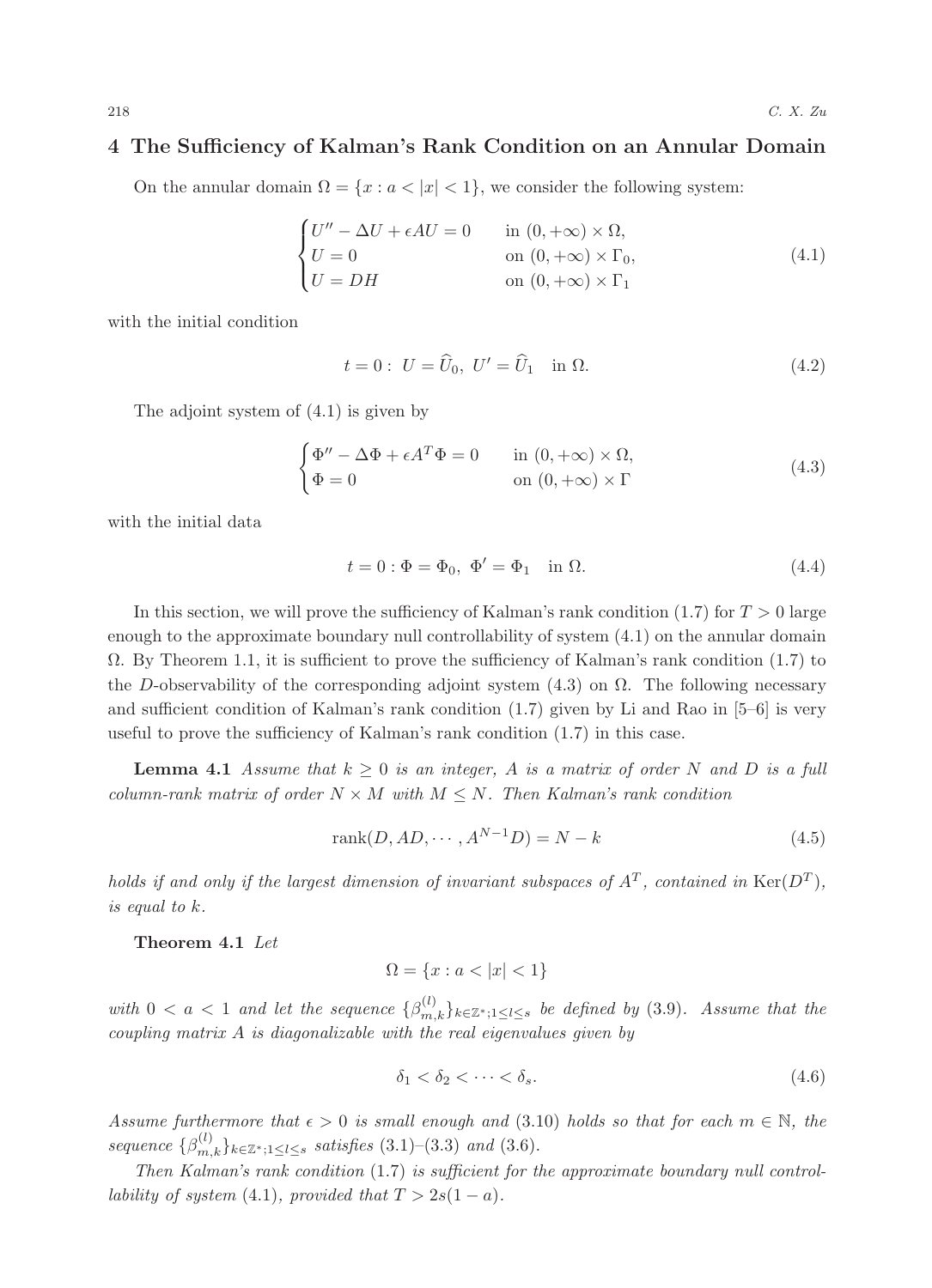## 4 The Sufficiency of Kalman's Rank Condition on an Annular Domain

On the annular domain $\Omega = \{x : a < |x| < 1\}$, we consider the following system:

$$\begin{cases} U'' - \Delta U + \epsilon AU = 0 & \text{in } (0, +\infty) \times \Omega, \\ U = 0 & \text{on } (0, +\infty) \times \Gamma_0, \\ U = DH & \text{on } (0, +\infty) \times \Gamma_1 \end{cases} \tag{4.1}$$

with the initial condition

$$t = 0 : \ U = \widehat{U}_0, \ U' = \widehat{U}_1 \quad \text{in } \Omega. \tag{4.2}$$

The adjoint system of (4.1) is given by

$$\begin{cases} \Phi'' - \Delta \Phi + \epsilon A^T \Phi = 0 & \text{in } (0, +\infty) \times \Omega, \\ \Phi = 0 & \text{on } (0, +\infty) \times \Gamma \end{cases} \tag{4.3}$$

with the initial data

$$t = 0 : \Phi = \Phi_0, \ \Phi' = \Phi_1 \quad \text{in } \Omega. \tag{4.4}$$

In this section, we will prove the sufficiency of Kalman's rank condition (1.7) for $T > 0$ large enough to the approximate boundary null controllability of system (4.1) on the annular domain $\Omega$. By Theorem 1.1, it is sufficient to prove the sufficiency of Kalman's rank condition (1.7) to the $D$-observability of the corresponding adjoint system (4.3) on $\Omega$. The following necessary and sufficient condition of Kalman's rank condition (1.7) given by Li and Rao in [5–6] is very useful to prove the sufficiency of Kalman's rank condition (1.7) in this case.

**Lemma 4.1** *Assume that $k \geq 0$ is an integer, $A$ is a matrix of order $N$ and $D$ is a full column-rank matrix of order $N \times M$ with $M \leq N$. Then Kalman's rank condition*

$$\operatorname{rank}(D, AD, \cdots, A^{N-1}D) = N - k \tag{4.5}$$

*holds if and only if the largest dimension of invariant subspaces of $A^T$, contained in $\operatorname{Ker}(D^T)$, is equal to $k$.*

**Theorem 4.1** *Let*

$$\Omega = \{x : a < |x| < 1\}$$

*with $0 < a < 1$ and let the sequence $\{\beta_{m,k}^{(l)}\}_{k \in \mathbb{Z}^*; 1 \leq l \leq s}$ be defined by (3.9). Assume that the coupling matrix $A$ is diagonalizable with the real eigenvalues given by*

$$\delta_1 < \delta_2 < \cdots < \delta_s. \tag{4.6}$$

*Assume furthermore that $\epsilon > 0$ is small enough and (3.10) holds so that for each $m \in \mathbb{N}$, the sequence $\{\beta_{m,k}^{(l)}\}_{k \in \mathbb{Z}^*; 1 \leq l \leq s}$ satisfies (3.1)–(3.3) and (3.6).*

*Then Kalman's rank condition (1.7) is sufficient for the approximate boundary null controllability of system (4.1), provided that $T > 2s(1 - a)$.*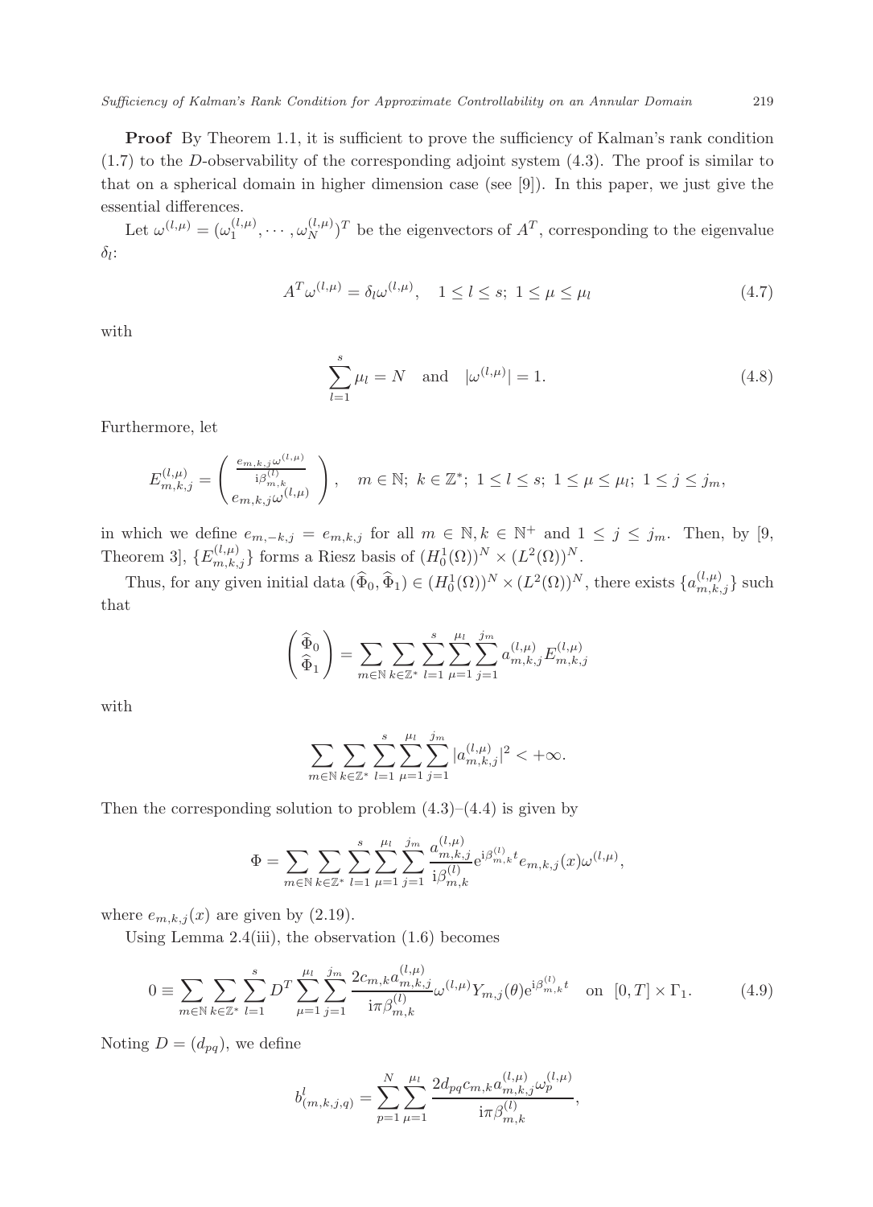**Proof** By Theorem 1.1, it is sufficient to prove the sufficiency of Kalman's rank condition (1.7) to the $D$-observability of the corresponding adjoint system (4.3). The proof is similar to that on a spherical domain in higher dimension case (see [9]). In this paper, we just give the essential differences.

Let $\omega^{(l,\mu)} = (\omega_1^{(l,\mu)}, \cdots, \omega_N^{(l,\mu)})^T$ be the eigenvectors of $A^T$, corresponding to the eigenvalue $\delta_l$:

$$A^T \omega^{(l,\mu)} = \delta_l \omega^{(l,\mu)}, \quad 1 \le l \le s;\ 1 \le \mu \le \mu_l \tag{4.7}$$

with

$$\sum_{l=1}^{s} \mu_l = N \quad \text{and} \quad |\omega^{(l,\mu)}| = 1. \tag{4.8}$$

Furthermore, let

$$E_{m,k,j}^{(l,\mu)} = \begin{pmatrix} \frac{e_{m,k,j}\omega^{(l,\mu)}}{\mathrm{i}\beta_{m,k}^{(l)}} \\ e_{m,k,j}\omega^{(l,\mu)} \end{pmatrix}, \quad m \in \mathbb{N};\ k \in \mathbb{Z}^*;\ 1 \le l \le s;\ 1 \le \mu \le \mu_l;\ 1 \le j \le j_m,$$

in which we define $e_{m,-k,j} = e_{m,k,j}$ for all $m \in \mathbb{N}, k \in \mathbb{N}^+$ and $1 \le j \le j_m$. Then, by [9, Theorem 3], $\{E_{m,k,j}^{(l,\mu)}\}$ forms a Riesz basis of $(H_0^1(\Omega))^N \times (L^2(\Omega))^N$.

Thus, for any given initial data $(\widehat{\Phi}_0, \widehat{\Phi}_1) \in (H_0^1(\Omega))^N \times (L^2(\Omega))^N$, there exists $\{a_{m,k,j}^{(l,\mu)}\}$ such that

$$\begin{pmatrix} \widehat{\Phi}_0 \\ \widehat{\Phi}_1 \end{pmatrix} = \sum_{m \in \mathbb{N}} \sum_{k \in \mathbb{Z}^*} \sum_{l=1}^{s} \sum_{\mu=1}^{\mu_l} \sum_{j=1}^{j_m} a_{m,k,j}^{(l,\mu)} E_{m,k,j}^{(l,\mu)}$$

with

$$\sum_{m \in \mathbb{N}} \sum_{k \in \mathbb{Z}^*} \sum_{l=1}^{s} \sum_{\mu=1}^{\mu_l} \sum_{j=1}^{j_m} |a_{m,k,j}^{(l,\mu)}|^2 < +\infty.$$

Then the corresponding solution to problem (4.3)–(4.4) is given by

$$\Phi = \sum_{m \in \mathbb{N}} \sum_{k \in \mathbb{Z}^*} \sum_{l=1}^{s} \sum_{\mu=1}^{\mu_l} \sum_{j=1}^{j_m} \frac{a_{m,k,j}^{(l,\mu)}}{\mathrm{i}\beta_{m,k}^{(l)}} \mathrm{e}^{\mathrm{i}\beta_{m,k}^{(l)} t} e_{m,k,j}(x) \omega^{(l,\mu)},$$

where $e_{m,k,j}(x)$ are given by (2.19).

Using Lemma 2.4(iii), the observation (1.6) becomes

$$0 \equiv \sum_{m \in \mathbb{N}} \sum_{k \in \mathbb{Z}^*} \sum_{l=1}^{s} D^T \sum_{\mu=1}^{\mu_l} \sum_{j=1}^{j_m} \frac{2c_{m,k} a_{m,k,j}^{(l,\mu)}}{\mathrm{i}\pi \beta_{m,k}^{(l)}} \omega^{(l,\mu)} Y_{m,j}(\theta) \mathrm{e}^{\mathrm{i}\beta_{m,k}^{(l)} t} \quad \text{on} \ \ [0,T] \times \Gamma_1. \tag{4.9}$$

Noting $D = (d_{pq})$, we define

$$b_{(m,k,j,q)}^{l} = \sum_{p=1}^{N} \sum_{\mu=1}^{\mu_l} \frac{2d_{pq} c_{m,k} a_{m,k,j}^{(l,\mu)} \omega_p^{(l,\mu)}}{\mathrm{i}\pi \beta_{m,k}^{(l)}},$$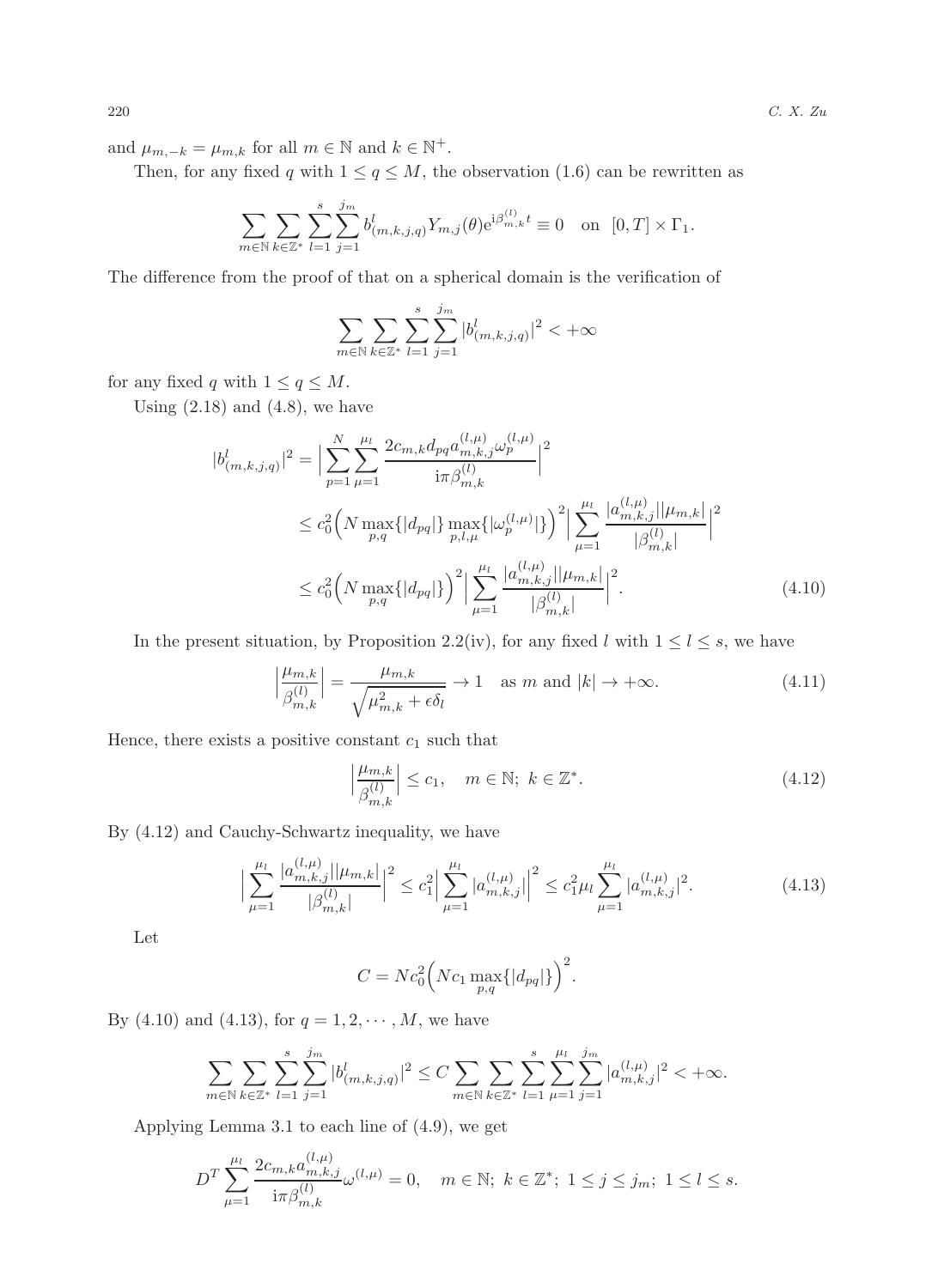and $\mu_{m,-k} = \mu_{m,k}$ for all $m \in \mathbb{N}$ and $k \in \mathbb{N}^+$.

Then, for any fixed $q$ with $1 \le q \le M$, the observation (1.6) can be rewritten as

$$\sum_{m\in\mathbb{N}}\sum_{k\in\mathbb{Z}^*}\sum_{l=1}^{s}\sum_{j=1}^{j_m} b^l_{(m,k,j,q)} Y_{m,j}(\theta) \mathrm{e}^{\mathrm{i}\beta^{(l)}_{m,k}t} \equiv 0 \quad \text{on } [0,T]\times\Gamma_1.$$

The difference from the proof of that on a spherical domain is the verification of

$$\sum_{m\in\mathbb{N}}\sum_{k\in\mathbb{Z}^*}\sum_{l=1}^{s}\sum_{j=1}^{j_m} |b^l_{(m,k,j,q)}|^2 < +\infty$$

for any fixed $q$ with $1 \le q \le M$.

Using (2.18) and (4.8), we have

$$\begin{aligned}
|b^l_{(m,k,j,q)}|^2 &= \Big|\sum_{p=1}^{N}\sum_{\mu=1}^{\mu_l} \frac{2c_{m,k}d_{pq}a^{(l,\mu)}_{m,k,j}\omega^{(l,\mu)}_p}{\mathrm{i}\pi\beta^{(l)}_{m,k}}\Big|^2 \\
&\le c_0^2\Big(N\max_{p,q}\{|d_{pq}|\}\max_{p,l,\mu}\{|\omega^{(l,\mu)}_p|\}\Big)^2\Big|\sum_{\mu=1}^{\mu_l}\frac{|a^{(l,\mu)}_{m,k,j}||\mu_{m,k}|}{|\beta^{(l)}_{m,k}|}\Big|^2 \\
&\le c_0^2\Big(N\max_{p,q}\{|d_{pq}|\}\Big)^2\Big|\sum_{\mu=1}^{\mu_l}\frac{|a^{(l,\mu)}_{m,k,j}||\mu_{m,k}|}{|\beta^{(l)}_{m,k}|}\Big|^2. 
\end{aligned}\tag{4.10}$$

In the present situation, by Proposition 2.2(iv), for any fixed $l$ with $1 \le l \le s$, we have

$$\Big|\frac{\mu_{m,k}}{\beta^{(l)}_{m,k}}\Big| = \frac{\mu_{m,k}}{\sqrt{\mu^2_{m,k}+\epsilon\delta_l}} \to 1 \quad \text{as } m \text{ and } |k| \to +\infty. \tag{4.11}$$

Hence, there exists a positive constant $c_1$ such that

$$\Big|\frac{\mu_{m,k}}{\beta^{(l)}_{m,k}}\Big| \le c_1, \quad m\in\mathbb{N};\ k\in\mathbb{Z}^*. \tag{4.12}$$

By (4.12) and Cauchy-Schwartz inequality, we have

$$\Big|\sum_{\mu=1}^{\mu_l}\frac{|a^{(l,\mu)}_{m,k,j}||\mu_{m,k}|}{|\beta^{(l)}_{m,k}|}\Big|^2 \le c_1^2\Big|\sum_{\mu=1}^{\mu_l}|a^{(l,\mu)}_{m,k,j}|\Big|^2 \le c_1^2\mu_l\sum_{\mu=1}^{\mu_l}|a^{(l,\mu)}_{m,k,j}|^2. \tag{4.13}$$

Let

$$C = Nc_0^2\Big(Nc_1\max_{p,q}\{|d_{pq}|\}\Big)^2.$$

By (4.10) and (4.13), for $q = 1, 2, \cdots, M$, we have

$$\sum_{m\in\mathbb{N}}\sum_{k\in\mathbb{Z}^*}\sum_{l=1}^{s}\sum_{j=1}^{j_m}|b^l_{(m,k,j,q)}|^2 \le C\sum_{m\in\mathbb{N}}\sum_{k\in\mathbb{Z}^*}\sum_{l=1}^{s}\sum_{\mu=1}^{\mu_l}\sum_{j=1}^{j_m}|a^{(l,\mu)}_{m,k,j}|^2 < +\infty.$$

Applying Lemma 3.1 to each line of (4.9), we get

$$D^T\sum_{\mu=1}^{\mu_l}\frac{2c_{m,k}a^{(l,\mu)}_{m,k,j}}{\mathrm{i}\pi\beta^{(l)}_{m,k}}\omega^{(l,\mu)} = 0, \quad m\in\mathbb{N};\ k\in\mathbb{Z}^*;\ 1\le j\le j_m;\ 1\le l\le s.$$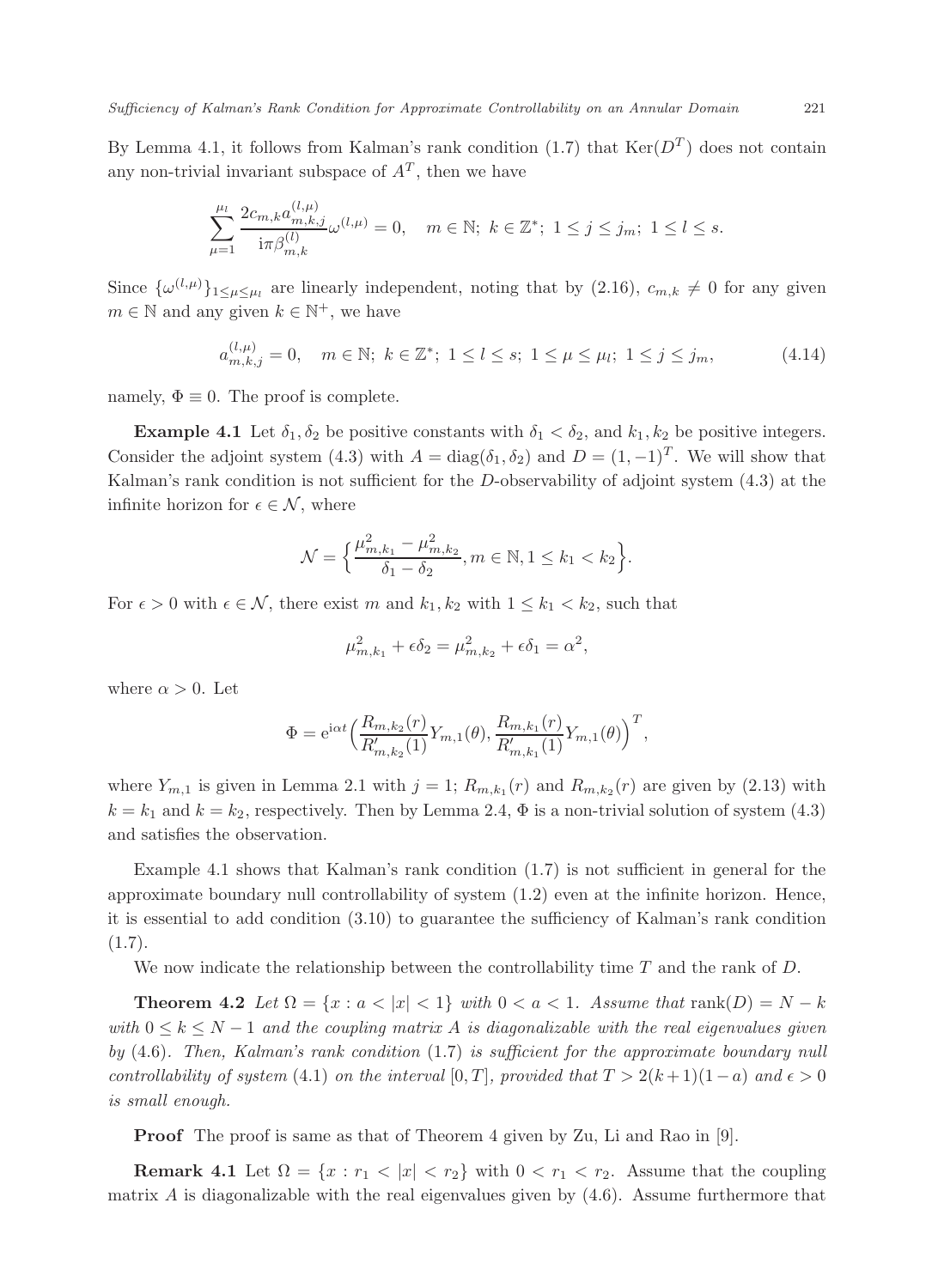By Lemma 4.1, it follows from Kalman's rank condition (1.7) that $\mathrm{Ker}(D^T)$ does not contain any non-trivial invariant subspace of $A^T$, then we have

$$\sum_{\mu=1}^{\mu_l} \frac{2c_{m,k}a_{m,k,j}^{(l,\mu)}}{\mathrm{i}\pi\beta_{m,k}^{(l)}}\omega^{(l,\mu)} = 0, \quad m \in \mathbb{N};\ k \in \mathbb{Z}^*;\ 1 \le j \le j_m;\ 1 \le l \le s.$$

Since $\{\omega^{(l,\mu)}\}_{1\le\mu\le\mu_l}$ are linearly independent, noting that by (2.16), $c_{m,k} \neq 0$ for any given $m \in \mathbb{N}$ and any given $k \in \mathbb{N}^+$, we have

$$a_{m,k,j}^{(l,\mu)} = 0, \quad m \in \mathbb{N};\ k \in \mathbb{Z}^*;\ 1 \le l \le s;\ 1 \le \mu \le \mu_l;\ 1 \le j \le j_m, \tag{4.14}$$

namely, $\Phi \equiv 0$. The proof is complete.

**Example 4.1** Let $\delta_1, \delta_2$ be positive constants with $\delta_1 < \delta_2$, and $k_1, k_2$ be positive integers. Consider the adjoint system (4.3) with $A = \mathrm{diag}(\delta_1, \delta_2)$ and $D = (1, -1)^T$. We will show that Kalman's rank condition is not sufficient for the $D$-observability of adjoint system (4.3) at the infinite horizon for $\epsilon \in \mathcal{N}$, where

$$\mathcal{N} = \Big\{ \frac{\mu_{m,k_1}^2 - \mu_{m,k_2}^2}{\delta_1 - \delta_2}, m \in \mathbb{N}, 1 \le k_1 < k_2 \Big\}.$$

For $\epsilon > 0$ with $\epsilon \in \mathcal{N}$, there exist $m$ and $k_1, k_2$ with $1 \le k_1 < k_2$, such that

$$\mu_{m,k_1}^2 + \epsilon\delta_2 = \mu_{m,k_2}^2 + \epsilon\delta_1 = \alpha^2,$$

where $\alpha > 0$. Let

$$\Phi = \mathrm{e}^{\mathrm{i}\alpha t}\Big(\frac{R_{m,k_2}(r)}{R'_{m,k_2}(1)}Y_{m,1}(\theta), \frac{R_{m,k_1}(r)}{R'_{m,k_1}(1)}Y_{m,1}(\theta)\Big)^T,$$

where $Y_{m,1}$ is given in Lemma 2.1 with $j = 1$; $R_{m,k_1}(r)$ and $R_{m,k_2}(r)$ are given by (2.13) with $k = k_1$ and $k = k_2$, respectively. Then by Lemma 2.4, $\Phi$ is a non-trivial solution of system (4.3) and satisfies the observation.

Example 4.1 shows that Kalman's rank condition (1.7) is not sufficient in general for the approximate boundary null controllability of system (1.2) even at the infinite horizon. Hence, it is essential to add condition (3.10) to guarantee the sufficiency of Kalman's rank condition (1.7).

We now indicate the relationship between the controllability time $T$ and the rank of $D$.

**Theorem 4.2** *Let $\Omega = \{x : a < |x| < 1\}$ with $0 < a < 1$. Assume that $\mathrm{rank}(D) = N - k$ with $0 \le k \le N - 1$ and the coupling matrix $A$ is diagonalizable with the real eigenvalues given by* (4.6)*. Then, Kalman's rank condition* (1.7) *is sufficient for the approximate boundary null controllability of system* (4.1) *on the interval $[0, T]$, provided that $T > 2(k+1)(1-a)$ and $\epsilon > 0$ is small enough.*

**Proof** The proof is same as that of Theorem 4 given by Zu, Li and Rao in [9].

**Remark 4.1** Let $\Omega = \{x : r_1 < |x| < r_2\}$ with $0 < r_1 < r_2$. Assume that the coupling matrix $A$ is diagonalizable with the real eigenvalues given by (4.6). Assume furthermore that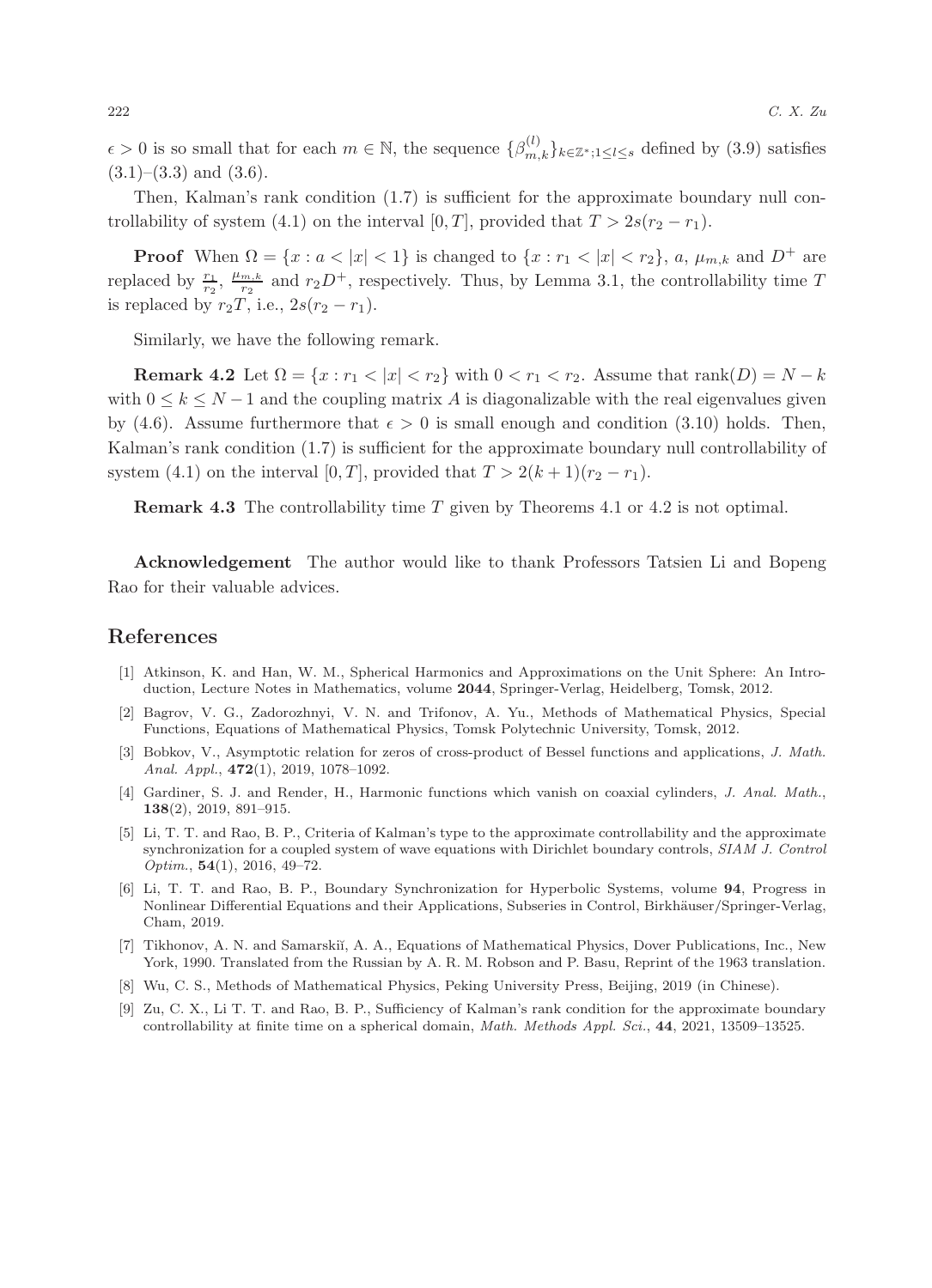$\epsilon > 0$ is so small that for each $m \in \mathbb{N}$, the sequence $\{\beta_{m,k}^{(l)}\}_{k \in \mathbb{Z}^*; 1 \le l \le s}$ defined by (3.9) satisfies (3.1)–(3.3) and (3.6).

Then, Kalman's rank condition (1.7) is sufficient for the approximate boundary null controllability of system (4.1) on the interval $[0, T]$, provided that $T > 2s(r_2 - r_1)$.

**Proof** When $\Omega = \{x : a < |x| < 1\}$ is changed to $\{x : r_1 < |x| < r_2\}$, $a$, $\mu_{m,k}$ and $D^+$ are replaced by $\frac{r_1}{r_2}$, $\frac{\mu_{m,k}}{r_2}$ and $r_2 D^+$, respectively. Thus, by Lemma 3.1, the controllability time $T$ is replaced by $r_2 T$, i.e., $2s(r_2 - r_1)$.

Similarly, we have the following remark.

**Remark 4.2** Let $\Omega = \{x : r_1 < |x| < r_2\}$ with $0 < r_1 < r_2$. Assume that $\text{rank}(D) = N - k$ with $0 \le k \le N - 1$ and the coupling matrix $A$ is diagonalizable with the real eigenvalues given by (4.6). Assume furthermore that $\epsilon > 0$ is small enough and condition (3.10) holds. Then, Kalman's rank condition (1.7) is sufficient for the approximate boundary null controllability of system (4.1) on the interval $[0, T]$, provided that $T > 2(k + 1)(r_2 - r_1)$.

**Remark 4.3** The controllability time $T$ given by Theorems 4.1 or 4.2 is not optimal.

**Acknowledgement** The author would like to thank Professors Tatsien Li and Bopeng Rao for their valuable advices.

## References

[1] Atkinson, K. and Han, W. M., Spherical Harmonics and Approximations on the Unit Sphere: An Introduction, Lecture Notes in Mathematics, volume **2044**, Springer-Verlag, Heidelberg, Tomsk, 2012.

[2] Bagrov, V. G., Zadorozhnyi, V. N. and Trifonov, A. Yu., Methods of Mathematical Physics, Special Functions, Equations of Mathematical Physics, Tomsk Polytechnic University, Tomsk, 2012.

[3] Bobkov, V., Asymptotic relation for zeros of cross-product of Bessel functions and applications, *J. Math. Anal. Appl.*, **472**(1), 2019, 1078–1092.

[4] Gardiner, S. J. and Render, H., Harmonic functions which vanish on coaxial cylinders, *J. Anal. Math.*, **138**(2), 2019, 891–915.

[5] Li, T. T. and Rao, B. P., Criteria of Kalman's type to the approximate controllability and the approximate synchronization for a coupled system of wave equations with Dirichlet boundary controls, *SIAM J. Control Optim.*, **54**(1), 2016, 49–72.

[6] Li, T. T. and Rao, B. P., Boundary Synchronization for Hyperbolic Systems, volume **94**, Progress in Nonlinear Differential Equations and their Applications, Subseries in Control, Birkhäuser/Springer-Verlag, Cham, 2019.

[7] Tikhonov, A. N. and Samarskiĭ, A. A., Equations of Mathematical Physics, Dover Publications, Inc., New York, 1990. Translated from the Russian by A. R. M. Robson and P. Basu, Reprint of the 1963 translation.

[8] Wu, C. S., Methods of Mathematical Physics, Peking University Press, Beijing, 2019 (in Chinese).

[9] Zu, C. X., Li T. T. and Rao, B. P., Sufficiency of Kalman's rank condition for the approximate boundary controllability at finite time on a spherical domain, *Math. Methods Appl. Sci.*, **44**, 2021, 13509–13525.